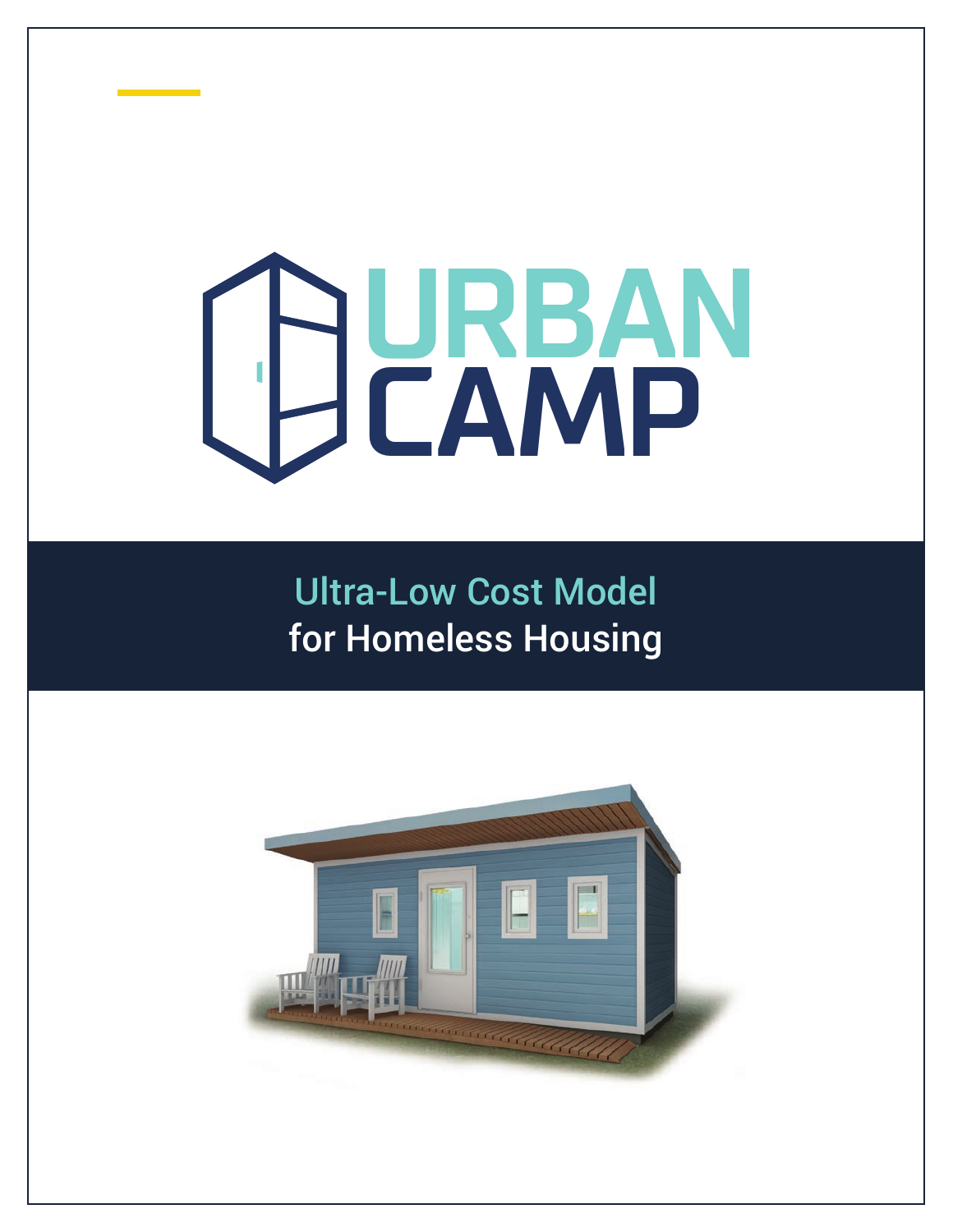# URBAN CAMP

## Ultra-Low Cost Model for Homeless Housing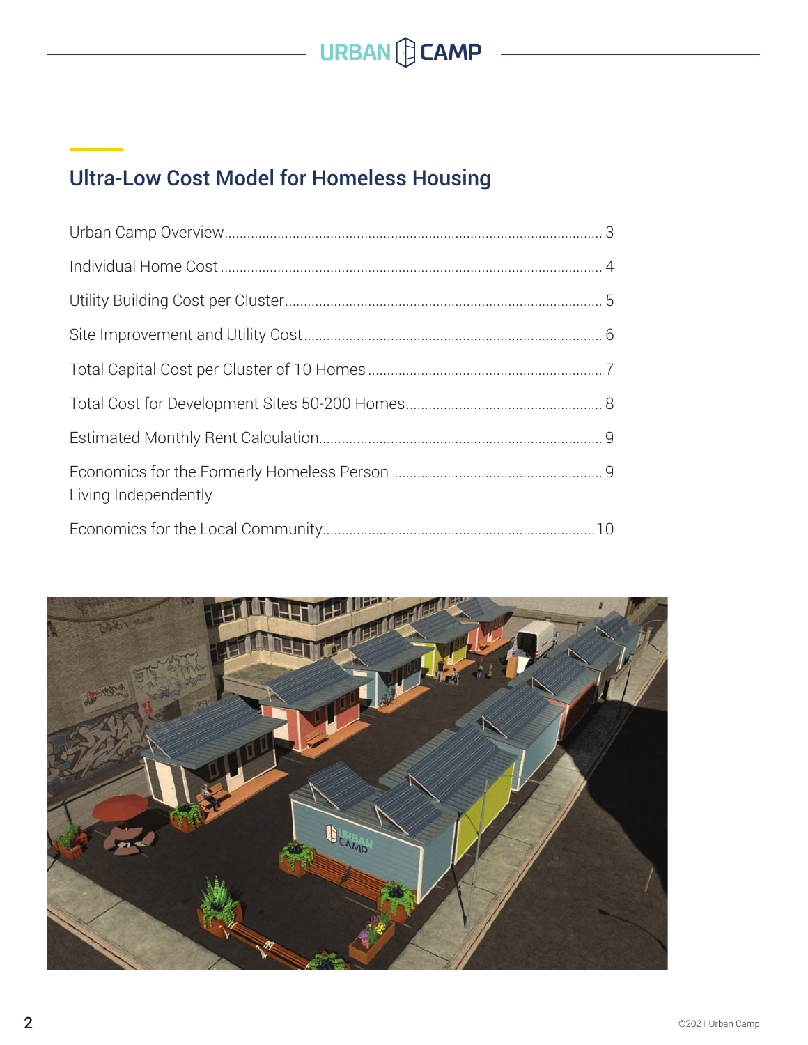## Ultra-Low Cost Model for Homeless Housing

| | |
|---|---|
| Urban Camp Overview | 3 |
| Individual Home Cost | 4 |
| Utility Building Cost per Cluster | 5 |
| Site Improvement and Utility Cost | 6 |
| Total Capital Cost per Cluster of 10 Homes | 7 |
| Total Cost for Development Sites 50-200 Homes | 8 |
| Estimated Monthly Rent Calculation | 9 |
| Economics for the Formerly Homeless Person Living Independently | 9 |
| Economics for the Local Community | 10 |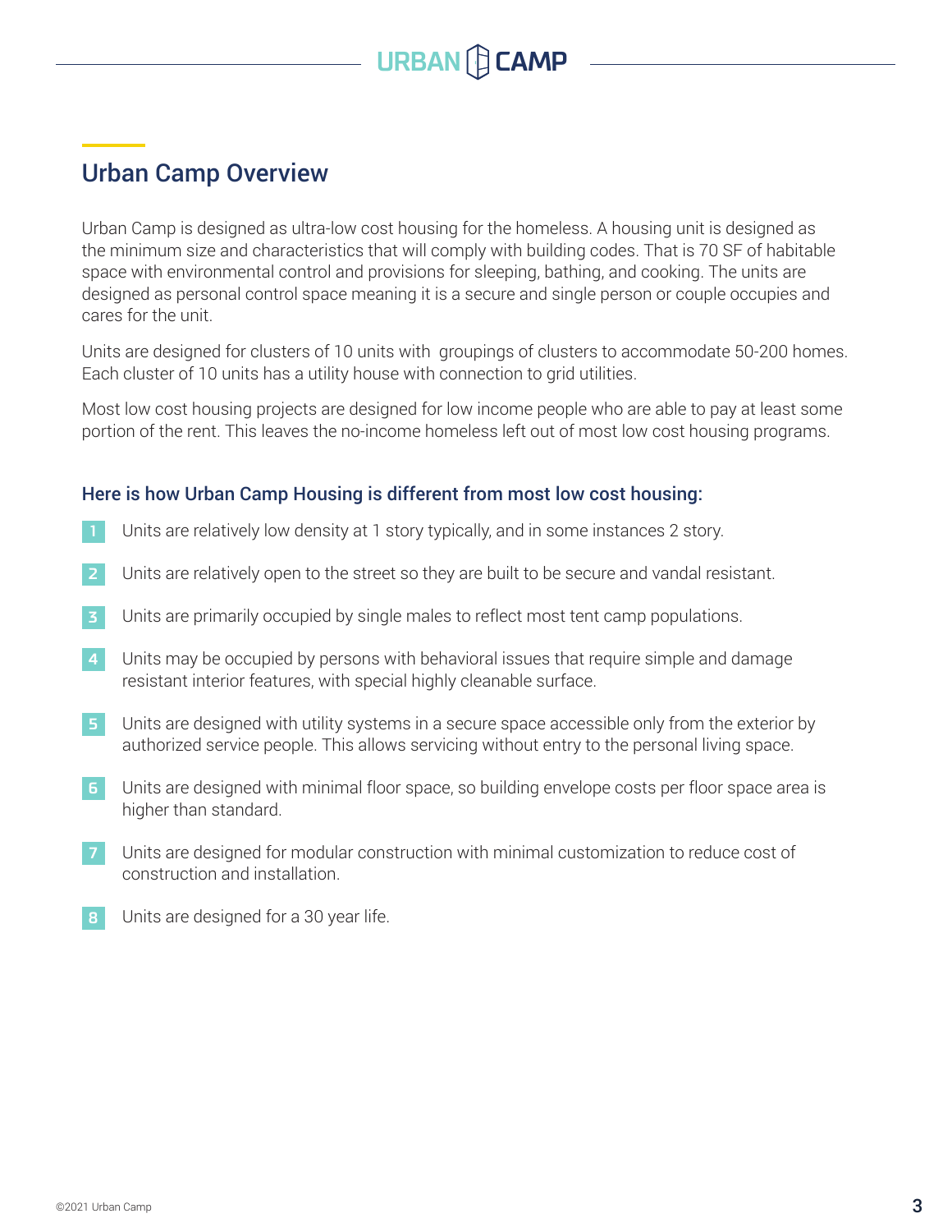## Urban Camp Overview

Urban Camp is designed as ultra-low cost housing for the homeless. A housing unit is designed as the minimum size and characteristics that will comply with building codes. That is 70 SF of habitable space with environmental control and provisions for sleeping, bathing, and cooking. The units are designed as personal control space meaning it is a secure and single person or couple occupies and cares for the unit.

Units are designed for clusters of 10 units with groupings of clusters to accommodate 50-200 homes. Each cluster of 10 units has a utility house with connection to grid utilities.

Most low cost housing projects are designed for low income people who are able to pay at least some portion of the rent. This leaves the no-income homeless left out of most low cost housing programs.

### Here is how Urban Camp Housing is different from most low cost housing:

1. Units are relatively low density at 1 story typically, and in some instances 2 story.
2. Units are relatively open to the street so they are built to be secure and vandal resistant.
3. Units are primarily occupied by single males to reflect most tent camp populations.
4. Units may be occupied by persons with behavioral issues that require simple and damage resistant interior features, with special highly cleanable surface.
5. Units are designed with utility systems in a secure space accessible only from the exterior by authorized service people. This allows servicing without entry to the personal living space.
6. Units are designed with minimal floor space, so building envelope costs per floor space area is higher than standard.
7. Units are designed for modular construction with minimal customization to reduce cost of construction and installation.
8. Units are designed for a 30 year life.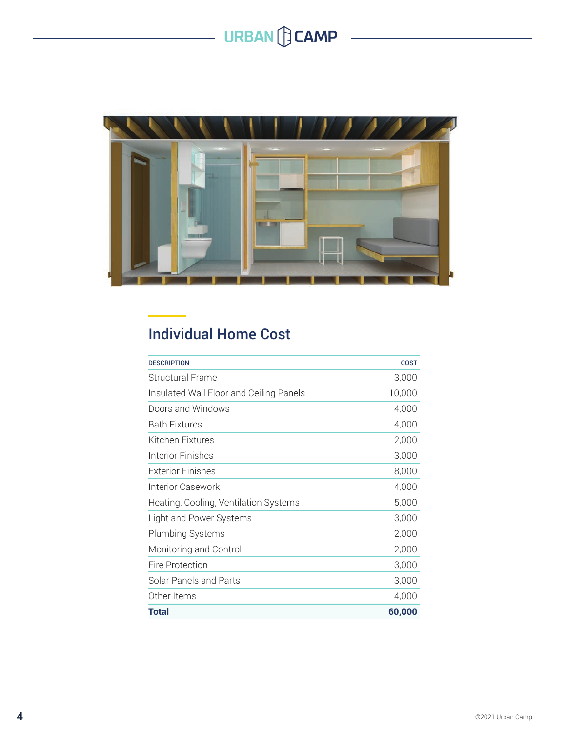## Individual Home Cost

| DESCRIPTION | COST |
|---|---|
| Structural Frame | 3,000 |
| Insulated Wall Floor and Ceiling Panels | 10,000 |
| Doors and Windows | 4,000 |
| Bath Fixtures | 4,000 |
| Kitchen Fixtures | 2,000 |
| Interior Finishes | 3,000 |
| Exterior Finishes | 8,000 |
| Interior Casework | 4,000 |
| Heating, Cooling, Ventilation Systems | 5,000 |
| Light and Power Systems | 3,000 |
| Plumbing Systems | 2,000 |
| Monitoring and Control | 2,000 |
| Fire Protection | 3,000 |
| Solar Panels and Parts | 3,000 |
| Other Items | 4,000 |
| **Total** | **60,000** |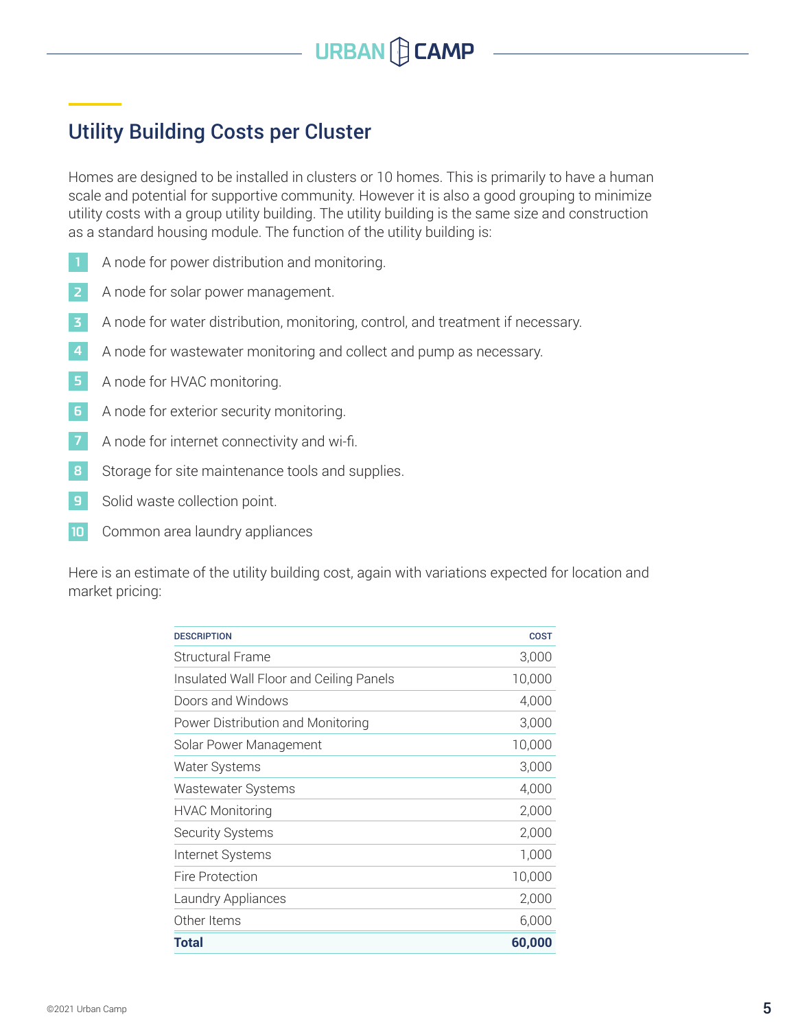## Utility Building Costs per Cluster

Homes are designed to be installed in clusters or 10 homes. This is primarily to have a human scale and potential for supportive community. However it is also a good grouping to minimize utility costs with a group utility building. The utility building is the same size and construction as a standard housing module. The function of the utility building is:

1. A node for power distribution and monitoring.
2. A node for solar power management.
3. A node for water distribution, monitoring, control, and treatment if necessary.
4. A node for wastewater monitoring and collect and pump as necessary.
5. A node for HVAC monitoring.
6. A node for exterior security monitoring.
7. A node for internet connectivity and wi-fi.
8. Storage for site maintenance tools and supplies.
9. Solid waste collection point.
10. Common area laundry appliances

Here is an estimate of the utility building cost, again with variations expected for location and market pricing:

| DESCRIPTION | COST |
|---|---:|
| Structural Frame | 3,000 |
| Insulated Wall Floor and Ceiling Panels | 10,000 |
| Doors and Windows | 4,000 |
| Power Distribution and Monitoring | 3,000 |
| Solar Power Management | 10,000 |
| Water Systems | 3,000 |
| Wastewater Systems | 4,000 |
| HVAC Monitoring | 2,000 |
| Security Systems | 2,000 |
| Internet Systems | 1,000 |
| Fire Protection | 10,000 |
| Laundry Appliances | 2,000 |
| Other Items | 6,000 |
| **Total** | **60,000** |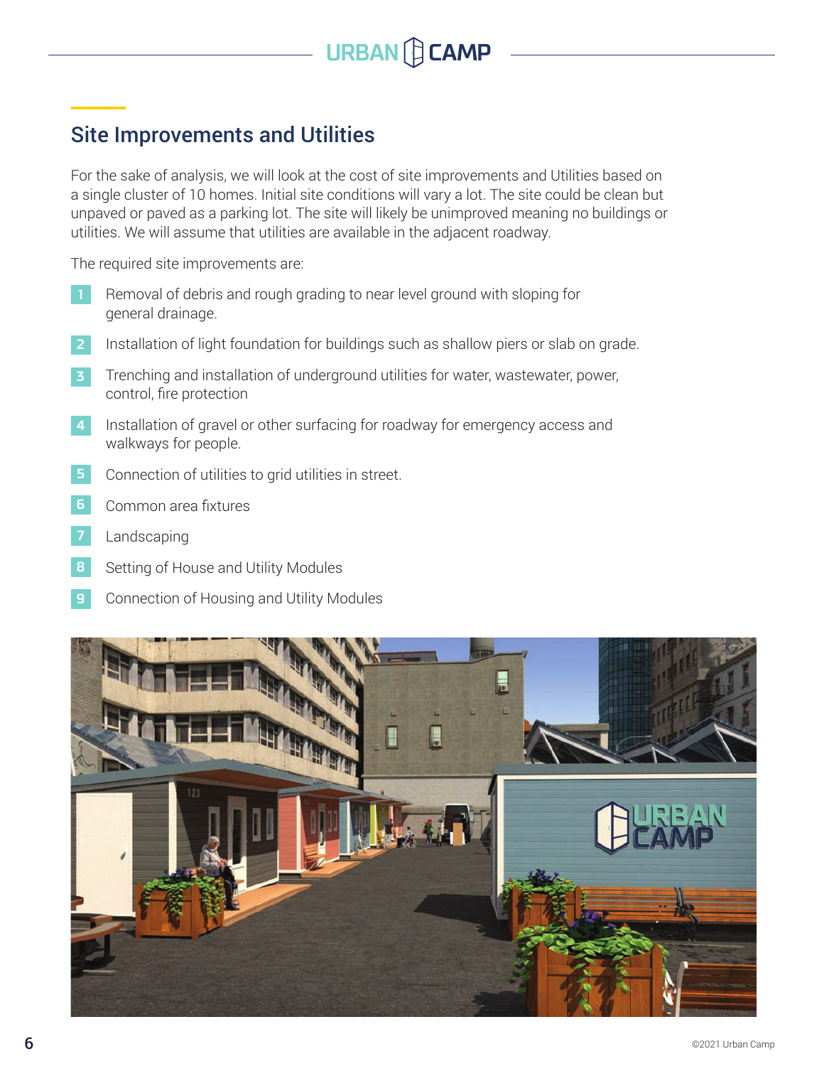## Site Improvements and Utilities

For the sake of analysis, we will look at the cost of site improvements and Utilities based on a single cluster of 10 homes. Initial site conditions will vary a lot. The site could be clean but unpaved or paved as a parking lot. The site will likely be unimproved meaning no buildings or utilities. We will assume that utilities are available in the adjacent roadway.

The required site improvements are:

1. Removal of debris and rough grading to near level ground with sloping for general drainage.
2. Installation of light foundation for buildings such as shallow piers or slab on grade.
3. Trenching and installation of underground utilities for water, wastewater, power, control, fire protection
4. Installation of gravel or other surfacing for roadway for emergency access and walkways for people.
5. Connection of utilities to grid utilities in street.
6. Common area fixtures
7. Landscaping
8. Setting of House and Utility Modules
9. Connection of Housing and Utility Modules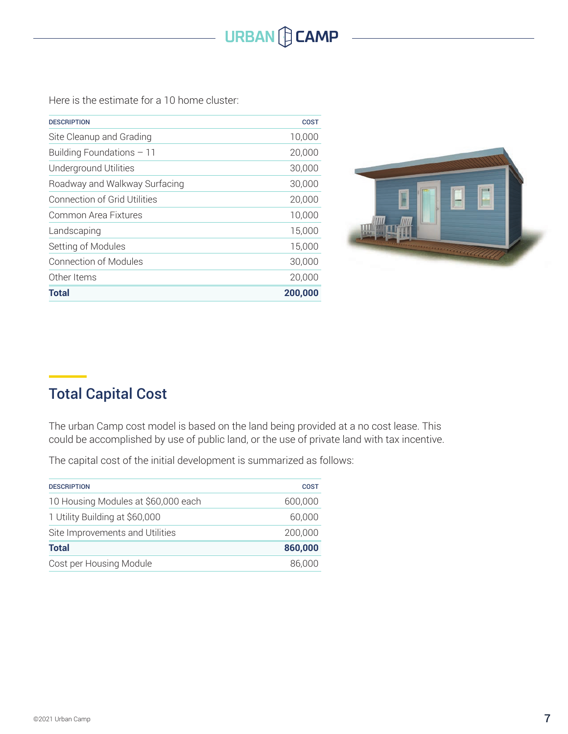Here is the estimate for a 10 home cluster:

| DESCRIPTION | COST |
| --- | ---: |
| Site Cleanup and Grading | 10,000 |
| Building Foundations – 11 | 20,000 |
| Underground Utilities | 30,000 |
| Roadway and Walkway Surfacing | 30,000 |
| Connection of Grid Utilities | 20,000 |
| Common Area Fixtures | 10,000 |
| Landscaping | 15,000 |
| Setting of Modules | 15,000 |
| Connection of Modules | 30,000 |
| Other Items | 20,000 |
| **Total** | **200,000** |

## Total Capital Cost

The urban Camp cost model is based on the land being provided at a no cost lease. This could be accomplished by use of public land, or the use of private land with tax incentive.

The capital cost of the initial development is summarized as follows:

| DESCRIPTION | COST |
| --- | ---: |
| 10 Housing Modules at $60,000 each | 600,000 |
| 1 Utility Building at $60,000 | 60,000 |
| Site Improvements and Utilities | 200,000 |
| **Total** | **860,000** |
| Cost per Housing Module | 86,000 |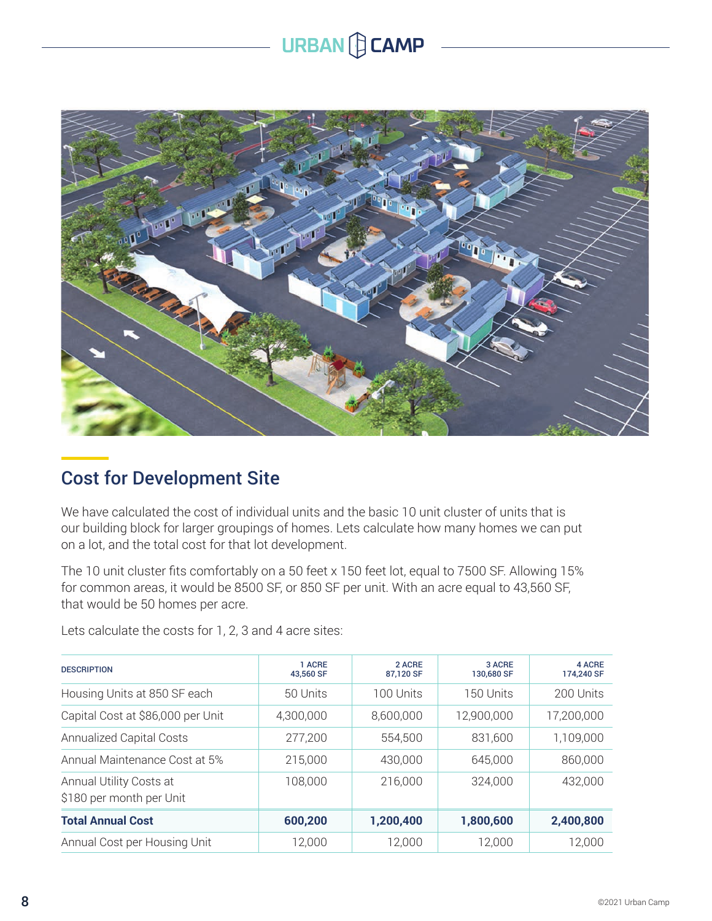## Cost for Development Site

We have calculated the cost of individual units and the basic 10 unit cluster of units that is our building block for larger groupings of homes. Lets calculate how many homes we can put on a lot, and the total cost for that lot development.

The 10 unit cluster fits comfortably on a 50 feet x 150 feet lot, equal to 7500 SF. Allowing 15% for common areas, it would be 8500 SF, or 850 SF per unit. With an acre equal to 43,560 SF, that would be 50 homes per acre.

Lets calculate the costs for 1, 2, 3 and 4 acre sites:

| DESCRIPTION | 1 ACRE 43,560 SF | 2 ACRE 87,120 SF | 3 ACRE 130,680 SF | 4 ACRE 174,240 SF |
|---|---|---|---|---|
| Housing Units at 850 SF each | 50 Units | 100 Units | 150 Units | 200 Units |
| Capital Cost at $86,000 per Unit | 4,300,000 | 8,600,000 | 12,900,000 | 17,200,000 |
| Annualized Capital Costs | 277,200 | 554,500 | 831,600 | 1,109,000 |
| Annual Maintenance Cost at 5% | 215,000 | 430,000 | 645,000 | 860,000 |
| Annual Utility Costs at $180 per month per Unit | 108,000 | 216,000 | 324,000 | 432,000 |
| **Total Annual Cost** | **600,200** | **1,200,400** | **1,800,600** | **2,400,800** |
| Annual Cost per Housing Unit | 12,000 | 12,000 | 12,000 | 12,000 |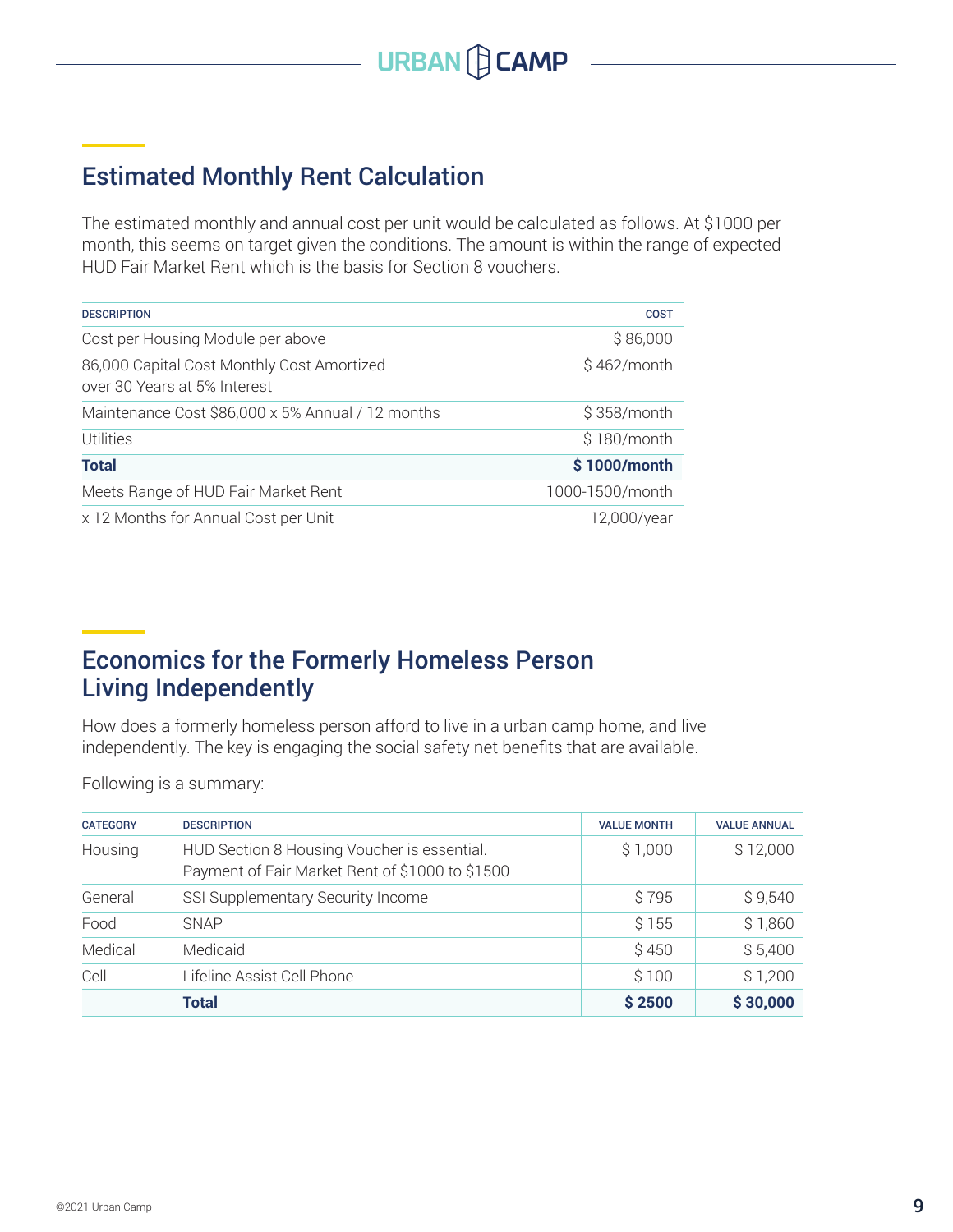## Estimated Monthly Rent Calculation

The estimated monthly and annual cost per unit would be calculated as follows. At $1000 per month, this seems on target given the conditions. The amount is within the range of expected HUD Fair Market Rent which is the basis for Section 8 vouchers.

| DESCRIPTION | COST |
|---|---|
| Cost per Housing Module per above | $ 86,000 |
| 86,000 Capital Cost Monthly Cost Amortized over 30 Years at 5% Interest | $ 462/month |
| Maintenance Cost $86,000 x 5% Annual / 12 months | $ 358/month |
| Utilities | $ 180/month |
| **Total** | **$ 1000/month** |
| Meets Range of HUD Fair Market Rent | 1000-1500/month |
| x 12 Months for Annual Cost per Unit | 12,000/year |

## Economics for the Formerly Homeless Person Living Independently

How does a formerly homeless person afford to live in a urban camp home, and live independently. The key is engaging the social safety net benefits that are available.

Following is a summary:

| CATEGORY | DESCRIPTION | VALUE MONTH | VALUE ANNUAL |
|---|---|---|---|
| Housing | HUD Section 8 Housing Voucher is essential. Payment of Fair Market Rent of $1000 to $1500 | $ 1,000 | $ 12,000 |
| General | SSI Supplementary Security Income | $ 795 | $ 9,540 |
| Food | SNAP | $ 155 | $ 1,860 |
| Medical | Medicaid | $ 450 | $ 5,400 |
| Cell | Lifeline Assist Cell Phone | $ 100 | $ 1,200 |
| | **Total** | **$ 2500** | **$ 30,000** |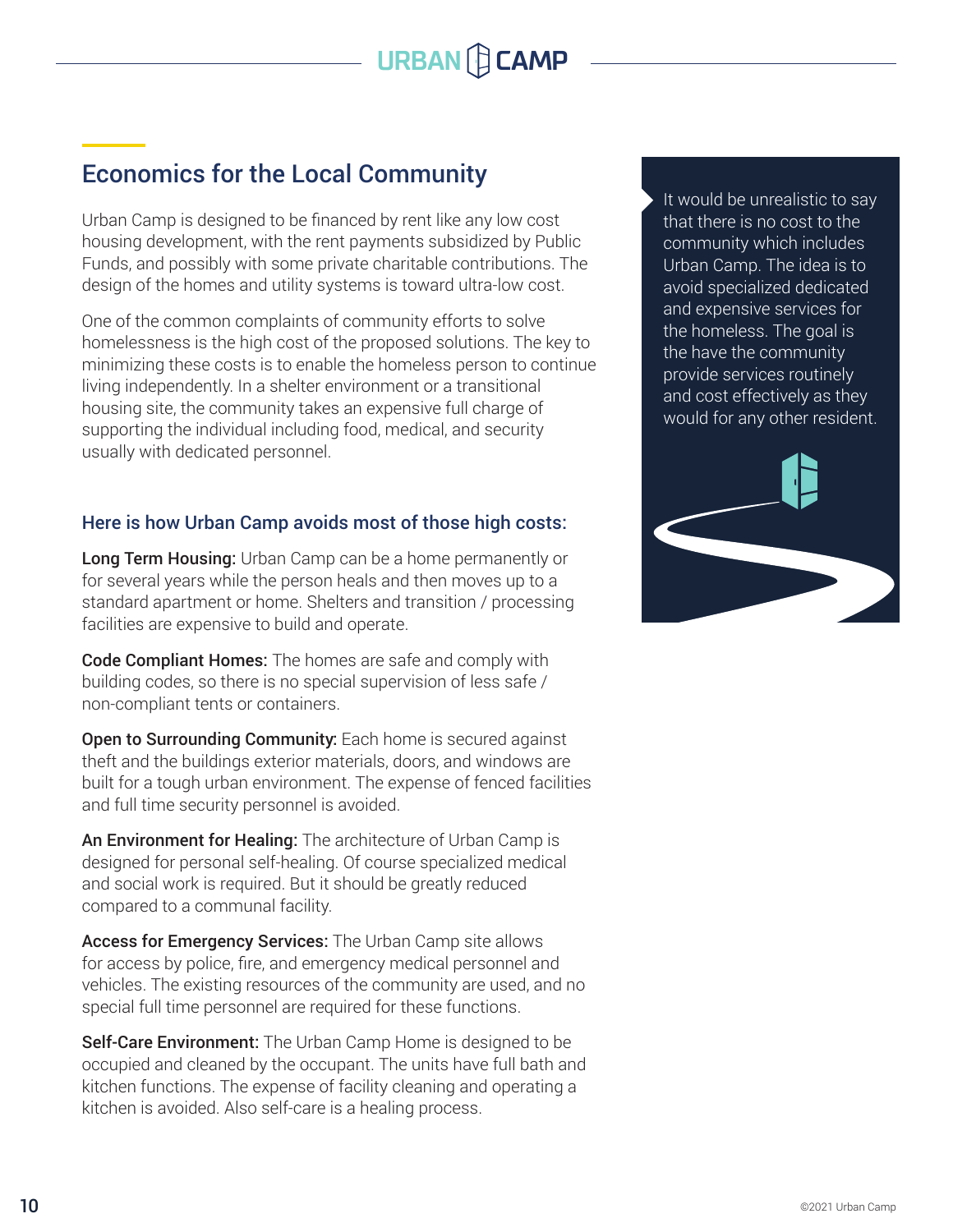## Economics for the Local Community

Urban Camp is designed to be financed by rent like any low cost housing development, with the rent payments subsidized by Public Funds, and possibly with some private charitable contributions. The design of the homes and utility systems is toward ultra-low cost.

One of the common complaints of community efforts to solve homelessness is the high cost of the proposed solutions. The key to minimizing these costs is to enable the homeless person to continue living independently. In a shelter environment or a transitional housing site, the community takes an expensive full charge of supporting the individual including food, medical, and security usually with dedicated personnel.

> It would be unrealistic to say that there is no cost to the community which includes Urban Camp. The idea is to avoid specialized dedicated and expensive services for the homeless. The goal is the have the community provide services routinely and cost effectively as they would for any other resident.

### Here is how Urban Camp avoids most of those high costs:

**Long Term Housing:** Urban Camp can be a home permanently or for several years while the person heals and then moves up to a standard apartment or home. Shelters and transition / processing facilities are expensive to build and operate.

**Code Compliant Homes:** The homes are safe and comply with building codes, so there is no special supervision of less safe / non-compliant tents or containers.

**Open to Surrounding Community:** Each home is secured against theft and the buildings exterior materials, doors, and windows are built for a tough urban environment. The expense of fenced facilities and full time security personnel is avoided.

**An Environment for Healing:** The architecture of Urban Camp is designed for personal self-healing. Of course specialized medical and social work is required. But it should be greatly reduced compared to a communal facility.

**Access for Emergency Services:** The Urban Camp site allows for access by police, fire, and emergency medical personnel and vehicles. The existing resources of the community are used, and no special full time personnel are required for these functions.

**Self-Care Environment:** The Urban Camp Home is designed to be occupied and cleaned by the occupant. The units have full bath and kitchen functions. The expense of facility cleaning and operating a kitchen is avoided. Also self-care is a healing process.